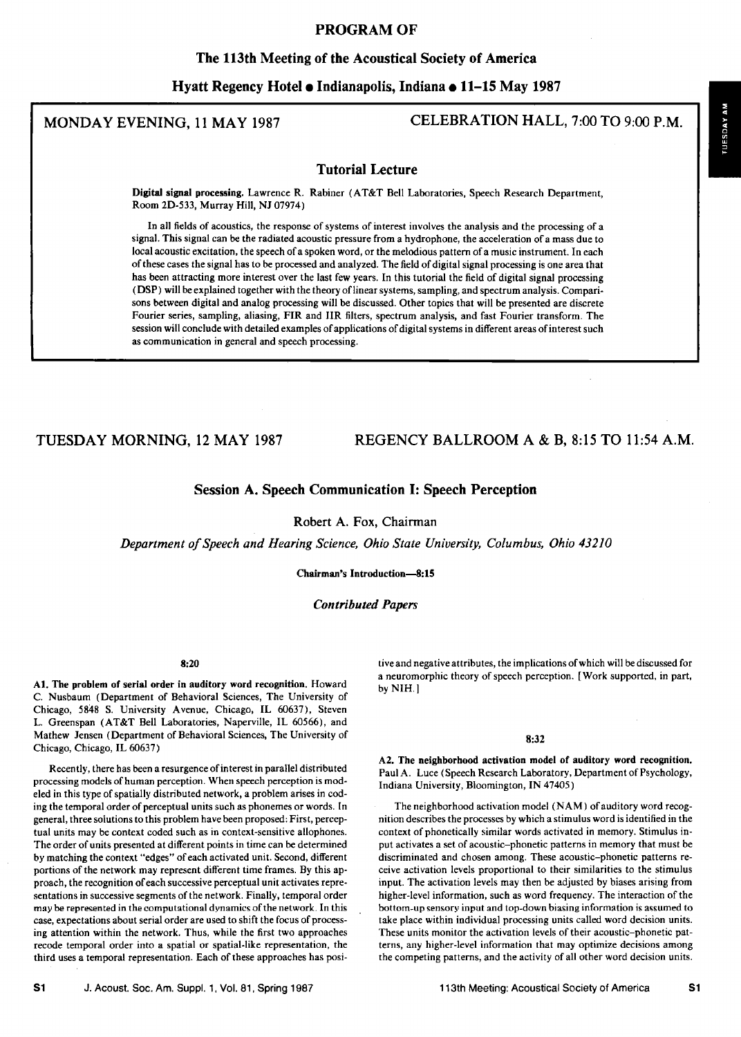# PROGRAM OF

## The 113th Meeting of the Acoustical Society of America

## Hyatt Regency Hotel • Indianapolis, Indiana • 11–15 May 1987

MONDAY EVENING, 11 MAY 1987 — CELEBRATION HALL, 7:00 TO 9:00 P.M.

### Tutorial Lecture

**Digital signal processing.** Lawrence R. Rabiner (AT&T Bell Laboratories, Speech Research Department, Room 2D-533, Murray Hill, NJ 07974)

In all fields of acoustics, the response of systems of interest involves the analysis and the processing of a signal. This signal can be the radiated acoustic pressure from a hydrophone, the acceleration of a mass due to local acoustic excitation, the speech of a spoken word, or the melodious pattern of a music instrument. In each of these cases the signal has to be processed and analyzed. The field of digital signal processing is one area that has been attracting more interest over the last few years. In this tutorial the field of digital signal processing (DSP) will be explained together with the theory of linear systems, sampling, and spectrum analysis. Comparisons between digital and analog processing will be discussed. Other topics that will be presented are discrete Fourier series, sampling, aliasing, FIR and IIR filters, spectrum analysis, and fast Fourier transform. The session will conclude with detailed examples of applications of digital systems in different areas of interest such as communication in general and speech processing.

TUESDAY MORNING, 12 MAY 1987 — REGENCY BALLROOM A & B, 8:15 TO 11:54 A.M.

### Session A. Speech Communication I: Speech Perception

Robert A. Fox, Chairman

*Department of Speech and Hearing Science, Ohio State University, Columbus, Ohio 43210*

**Chairman's Introduction—8:15**

*Contributed Papers*

**8:20**

**A1. The problem of serial order in auditory word recognition.** Howard C. Nusbaum (Department of Behavioral Sciences, The University of Chicago, 5848 S. University Avenue, Chicago, IL 60637), Steven L. Greenspan (AT&T Bell Laboratories, Naperville, IL 60566), and Mathew Jensen (Department of Behavioral Sciences, The University of Chicago, Chicago, IL 60637)

Recently, there has been a resurgence of interest in parallel distributed processing models of human perception. When speech perception is modeled in this type of spatially distributed network, a problem arises in coding the temporal order of perceptual units such as phonemes or words. In general, three solutions to this problem have been proposed: First, perceptual units may be context coded such as in context-sensitive allophones. The order of units presented at different points in time can be determined by matching the context "edges" of each activated unit. Second, different portions of the network may represent different time frames. By this approach, the recognition of each successive perceptual unit activates representations in successive segments of the network. Finally, temporal order may be represented in the computational dynamics of the network. In this case, expectations about serial order are used to shift the focus of processing attention within the network. Thus, while the first two approaches recode temporal order into a spatial or spatial-like representation, the third uses a temporal representation. Each of these approaches has positive and negative attributes, the implications of which will be discussed for a neuromorphic theory of speech perception. [Work supported, in part, by NIH.]

**8:32**

**A2. The neighborhood activation model of auditory word recognition.** Paul A. Luce (Speech Research Laboratory, Department of Psychology, Indiana University, Bloomington, IN 47405)

The neighborhood activation model (NAM) of auditory word recognition describes the processes by which a stimulus word is identified in the context of phonetically similar words activated in memory. Stimulus input activates a set of acoustic–phonetic patterns in memory that must be discriminated and chosen among. These acoustic–phonetic patterns receive activation levels proportional to their similarities to the stimulus input. The activation levels may then be adjusted by biases arising from higher-level information, such as word frequency. The interaction of the bottom-up sensory input and top-down biasing information is assumed to take place within individual processing units called word decision units. These units monitor the activation levels of their acoustic–phonetic patterns, any higher-level information that may optimize decisions among the competing patterns, and the activity of all other word decision units.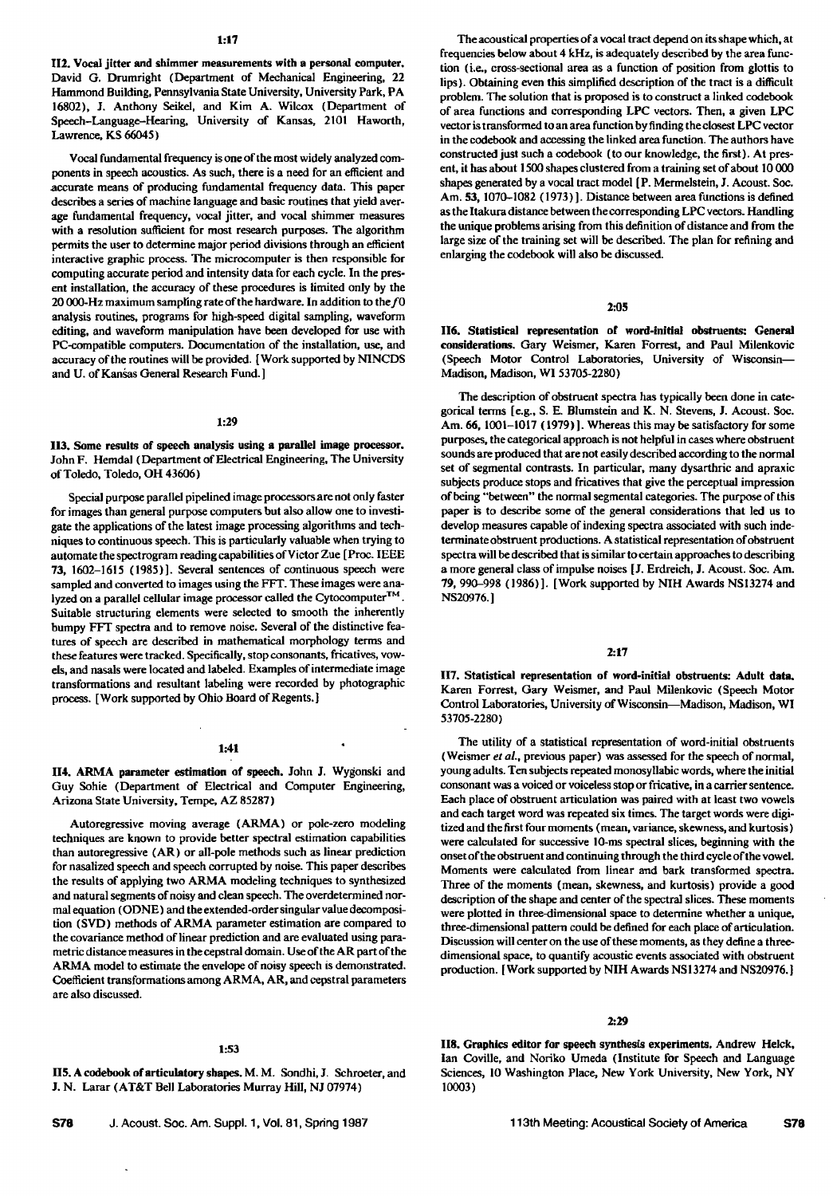1:17

**II2. Vocal jitter and shimmer measurements with a personal computer.** David G. Drumright (Department of Mechanical Engineering, 22 Hammond Building, Pennsylvania State University, University Park, PA 16802), J. Anthony Seikel, and Kim A. Wilcox (Department of Speech–Language–Hearing, University of Kansas, 2101 Haworth, Lawrence, KS 66045)

Vocal fundamental frequency is one of the most widely analyzed components in speech acoustics. As such, there is a need for an efficient and accurate means of producing fundamental frequency data. This paper describes a series of machine language and basic routines that yield average fundamental frequency, vocal jitter, and vocal shimmer measures with a resolution sufficient for most research purposes. The algorithm permits the user to determine major period divisions through an efficient interactive graphic process. The microcomputer is then responsible for computing accurate period and intensity data for each cycle. In the present installation, the accuracy of these procedures is limited only by the 20 000-Hz maximum sampling rate of the hardware. In addition to the $f0$ analysis routines, programs for high-speed digital sampling, waveform editing, and waveform manipulation have been developed for use with PC-compatible computers. Documentation of the installation, use, and accuracy of the routines will be provided. [Work supported by NINCDS and U. of Kansas General Research Fund.]

1:29

**II3. Some results of speech analysis using a parallel image processor.** John F. Hemdal (Department of Electrical Engineering, The University of Toledo, Toledo, OH 43606)

Special purpose parallel pipelined image processors are not only faster for images than general purpose computers but also allow one to investigate the applications of the latest image processing algorithms and techniques to continuous speech. This is particularly valuable when trying to automate the spectrogram reading capabilities of Victor Zue [Proc. IEEE 73, 1602–1615 (1985)]. Several sentences of continuous speech were sampled and converted to images using the FFT. These images were analyzed on a parallel cellular image processor called the Cytocomputer™. Suitable structuring elements were selected to smooth the inherently bumpy FFT spectra and to remove noise. Several of the distinctive features of speech are described in mathematical morphology terms and these features were tracked. Specifically, stop consonants, fricatives, vowels, and nasals were located and labeled. Examples of intermediate image transformations and resultant labeling were recorded by photographic process. [Work supported by Ohio Board of Regents.]

1:41

**II4. ARMA parameter estimation of speech.** John J. Wygonski and Guy Sohie (Department of Electrical and Computer Engineering, Arizona State University, Tempe, AZ 85287)

Autoregressive moving average (ARMA) or pole-zero modeling techniques are known to provide better spectral estimation capabilities than autoregressive (AR) or all-pole methods such as linear prediction for nasalized speech and speech corrupted by noise. This paper describes the results of applying two ARMA modeling techniques to synthesized and natural segments of noisy and clean speech. The overdetermined normal equation (ODNE) and the extended-order singular value decomposition (SVD) methods of ARMA parameter estimation are compared to the covariance method of linear prediction and are evaluated using parametric distance measures in the cepstral domain. Use of the AR part of the ARMA model to estimate the envelope of noisy speech is demonstrated. Coefficient transformations among ARMA, AR, and cepstral parameters are also discussed.

1:53

**II5. A codebook of articulatory shapes.** M. M. Sondhi, J. Schroeter, and J. N. Larar (AT&T Bell Laboratories Murray Hill, NJ 07974)

The acoustical properties of a vocal tract depend on its shape which, at frequencies below about 4 kHz, is adequately described by the area function (i.e., cross-sectional area as a function of position from glottis to lips). Obtaining even this simplified description of the tract is a difficult problem. The solution that is proposed is to construct a linked codebook of area functions and corresponding LPC vectors. Then, a given LPC vector is transformed to an area function by finding the closest LPC vector in the codebook and accessing the linked area function. The authors have constructed just such a codebook (to our knowledge, the first). At present, it has about 1500 shapes clustered from a training set of about 10 000 shapes generated by a vocal tract model [P. Mermelstein, J. Acoust. Soc. Am. 53, 1070–1082 (1973)]. Distance between area functions is defined as the Itakura distance between the corresponding LPC vectors. Handling the unique problems arising from this definition of distance and from the large size of the training set will be described. The plan for refining and enlarging the codebook will also be discussed.

2:05

**II6. Statistical representation of word-initial obstruents: General considerations.** Gary Weismer, Karen Forrest, and Paul Milenkovic (Speech Motor Control Laboratories, University of Wisconsin—Madison, Madison, WI 53705-2280)

The description of obstruent spectra has typically been done in categorical terms [e.g., S. E. Blumstein and K. N. Stevens, J. Acoust. Soc. Am. 66, 1001–1017 (1979)]. Whereas this may be satisfactory for some purposes, the categorical approach is not helpful in cases where obstruent sounds are produced that are not easily described according to the normal set of segmental contrasts. In particular, many dysarthric and apraxic subjects produce stops and fricatives that give the perceptual impression of being "between" the normal segmental categories. The purpose of this paper is to describe some of the general considerations that led us to develop measures capable of indexing spectra associated with such indeterminate obstruent productions. A statistical representation of obstruent spectra will be described that is similar to certain approaches to describing a more general class of impulse noises [J. Erdreich, J. Acoust. Soc. Am. 79, 990–998 (1986)]. [Work supported by NIH Awards NS13274 and NS20976.]

2:17

**II7. Statistical representation of word-initial obstruents: Adult data.** Karen Forrest, Gary Weismer, and Paul Milenkovic (Speech Motor Control Laboratories, University of Wisconsin—Madison, Madison, WI 53705-2280)

The utility of a statistical representation of word-initial obstruents (Weismer *et al.*, previous paper) was assessed for the speech of normal, young adults. Ten subjects repeated monosyllabic words, where the initial consonant was a voiced or voiceless stop or fricative, in a carrier sentence. Each place of obstruent articulation was paired with at least two vowels and each target word was repeated six times. The target words were digitized and the first four moments (mean, variance, skewness, and kurtosis) were calculated for successive 10-ms spectral slices, beginning with the onset of the obstruent and continuing through the third cycle of the vowel. Moments were calculated from linear and bark transformed spectra. Three of the moments (mean, skewness, and kurtosis) provide a good description of the shape and center of the spectral slices. These moments were plotted in three-dimensional space to determine whether a unique, three-dimensional pattern could be defined for each place of articulation. Discussion will center on the use of these moments, as they define a three-dimensional space, to quantify acoustic events associated with obstruent production. [Work supported by NIH Awards NS13274 and NS20976.]

2:29

**II8. Graphics editor for speech synthesis experiments.** Andrew Helck, Ian Coville, and Noriko Umeda (Institute for Speech and Language Sciences, 10 Washington Place, New York University, New York, NY 10003)